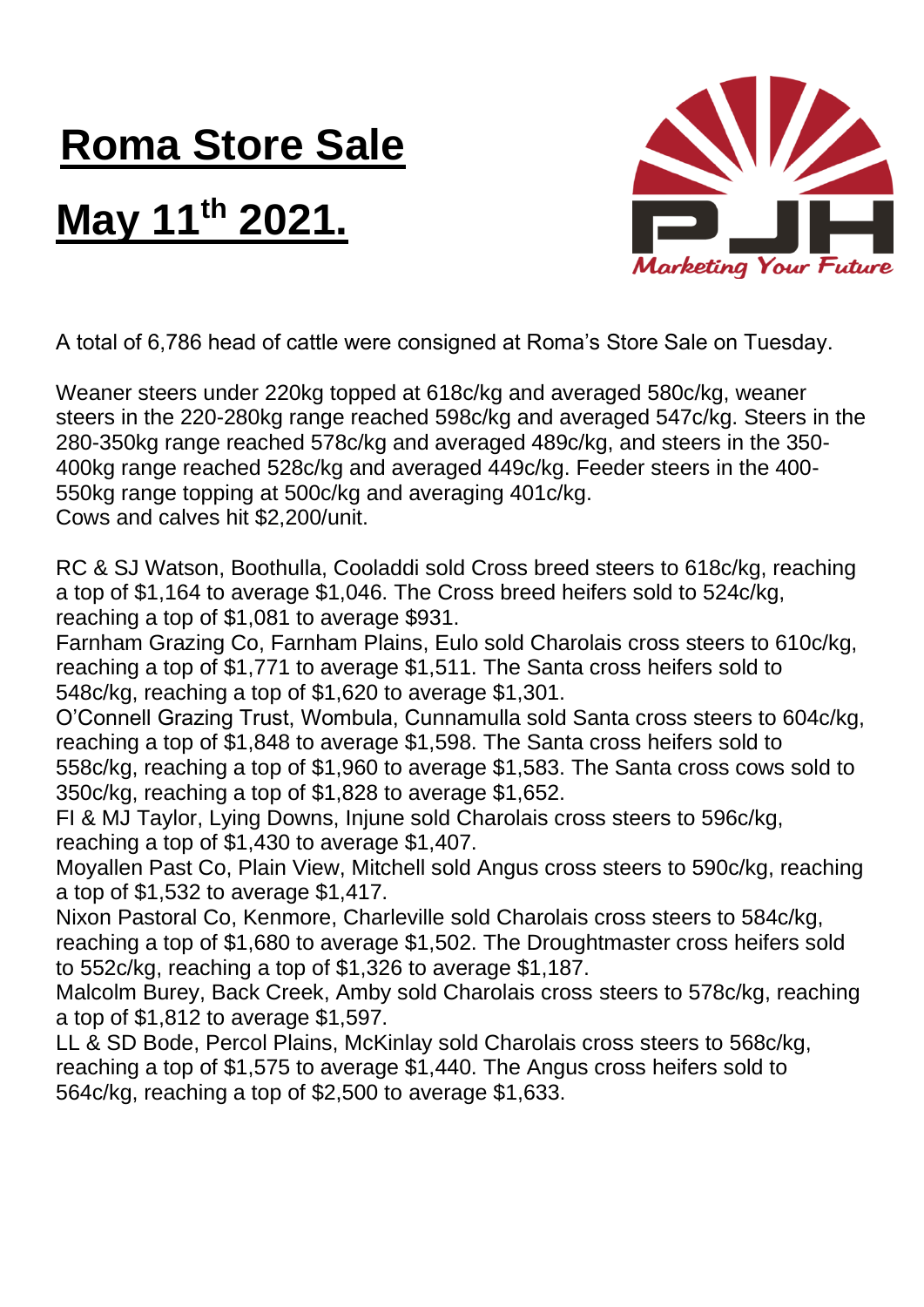# Roma Store Sale

# May 11th 2021.

A total of 6,786 head of cattle were consigned at Roma's Store Sale on Tuesday.

Weaner steers under 220kg topped at 618c/kg and averaged 580c/kg, weaner steers in the 220-280kg range reached 598c/kg and averaged 547c/kg. Steers in the 280-350kg range reached 578c/kg and averaged 489c/kg, and steers in the 350-400kg range reached 528c/kg and averaged 449c/kg. Feeder steers in the 400-550kg range topping at 500c/kg and averaging 401c/kg.
Cows and calves hit $2,200/unit.

RC & SJ Watson, Boothulla, Cooladdi sold Cross breed steers to 618c/kg, reaching a top of $1,164 to average $1,046. The Cross breed heifers sold to 524c/kg, reaching a top of $1,081 to average $931.
Farnham Grazing Co, Farnham Plains, Eulo sold Charolais cross steers to 610c/kg, reaching a top of $1,771 to average $1,511. The Santa cross heifers sold to 548c/kg, reaching a top of $1,620 to average $1,301.
O'Connell Grazing Trust, Wombula, Cunnamulla sold Santa cross steers to 604c/kg, reaching a top of $1,848 to average $1,598. The Santa cross heifers sold to 558c/kg, reaching a top of $1,960 to average $1,583. The Santa cross cows sold to 350c/kg, reaching a top of $1,828 to average $1,652.
FI & MJ Taylor, Lying Downs, Injune sold Charolais cross steers to 596c/kg, reaching a top of $1,430 to average $1,407.
Moyallen Past Co, Plain View, Mitchell sold Angus cross steers to 590c/kg, reaching a top of $1,532 to average $1,417.
Nixon Pastoral Co, Kenmore, Charleville sold Charolais cross steers to 584c/kg, reaching a top of $1,680 to average $1,502. The Droughtmaster cross heifers sold to 552c/kg, reaching a top of $1,326 to average $1,187.
Malcolm Burey, Back Creek, Amby sold Charolais cross steers to 578c/kg, reaching a top of $1,812 to average $1,597.
LL & SD Bode, Percol Plains, McKinlay sold Charolais cross steers to 568c/kg, reaching a top of $1,575 to average $1,440. The Angus cross heifers sold to 564c/kg, reaching a top of $2,500 to average $1,633.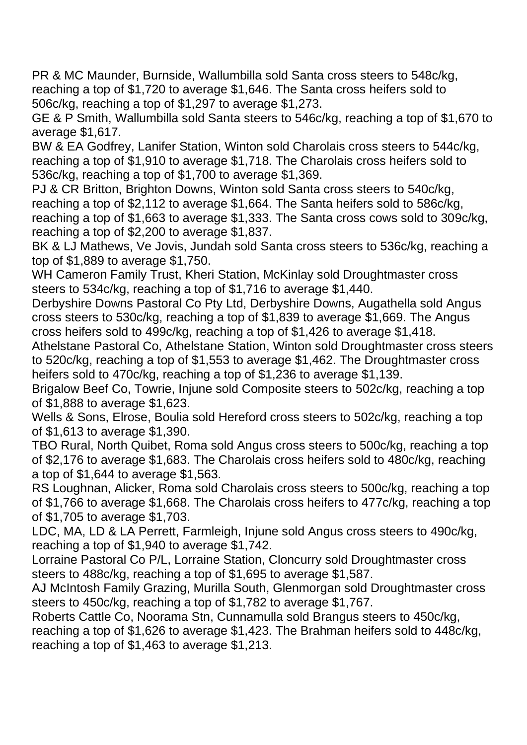PR & MC Maunder, Burnside, Wallumbilla sold Santa cross steers to 548c/kg, reaching a top of $1,720 to average $1,646. The Santa cross heifers sold to 506c/kg, reaching a top of $1,297 to average $1,273.

GE & P Smith, Wallumbilla sold Santa steers to 546c/kg, reaching a top of $1,670 to average $1,617.

BW & EA Godfrey, Lanifer Station, Winton sold Charolais cross steers to 544c/kg, reaching a top of $1,910 to average $1,718. The Charolais cross heifers sold to 536c/kg, reaching a top of $1,700 to average $1,369.

PJ & CR Britton, Brighton Downs, Winton sold Santa cross steers to 540c/kg, reaching a top of $2,112 to average $1,664. The Santa heifers sold to 586c/kg, reaching a top of $1,663 to average $1,333. The Santa cross cows sold to 309c/kg, reaching a top of $2,200 to average $1,837.

BK & LJ Mathews, Ve Jovis, Jundah sold Santa cross steers to 536c/kg, reaching a top of $1,889 to average $1,750.

WH Cameron Family Trust, Kheri Station, McKinlay sold Droughtmaster cross steers to 534c/kg, reaching a top of $1,716 to average $1,440.

Derbyshire Downs Pastoral Co Pty Ltd, Derbyshire Downs, Augathella sold Angus cross steers to 530c/kg, reaching a top of $1,839 to average $1,669. The Angus cross heifers sold to 499c/kg, reaching a top of $1,426 to average $1,418.

Athelstane Pastoral Co, Athelstane Station, Winton sold Droughtmaster cross steers to 520c/kg, reaching a top of $1,553 to average $1,462. The Droughtmaster cross heifers sold to 470c/kg, reaching a top of $1,236 to average $1,139.

Brigalow Beef Co, Towrie, Injune sold Composite steers to 502c/kg, reaching a top of $1,888 to average $1,623.

Wells & Sons, Elrose, Boulia sold Hereford cross steers to 502c/kg, reaching a top of $1,613 to average $1,390.

TBO Rural, North Quibet, Roma sold Angus cross steers to 500c/kg, reaching a top of $2,176 to average $1,683. The Charolais cross heifers sold to 480c/kg, reaching a top of $1,644 to average $1,563.

RS Loughnan, Alicker, Roma sold Charolais cross steers to 500c/kg, reaching a top of $1,766 to average $1,668. The Charolais cross heifers to 477c/kg, reaching a top of $1,705 to average $1,703.

LDC, MA, LD & LA Perrett, Farmleigh, Injune sold Angus cross steers to 490c/kg, reaching a top of $1,940 to average $1,742.

Lorraine Pastoral Co P/L, Lorraine Station, Cloncurry sold Droughtmaster cross steers to 488c/kg, reaching a top of $1,695 to average $1,587.

AJ McIntosh Family Grazing, Murilla South, Glenmorgan sold Droughtmaster cross steers to 450c/kg, reaching a top of $1,782 to average $1,767.

Roberts Cattle Co, Noorama Stn, Cunnamulla sold Brangus steers to 450c/kg, reaching a top of $1,626 to average $1,423. The Brahman heifers sold to 448c/kg, reaching a top of $1,463 to average $1,213.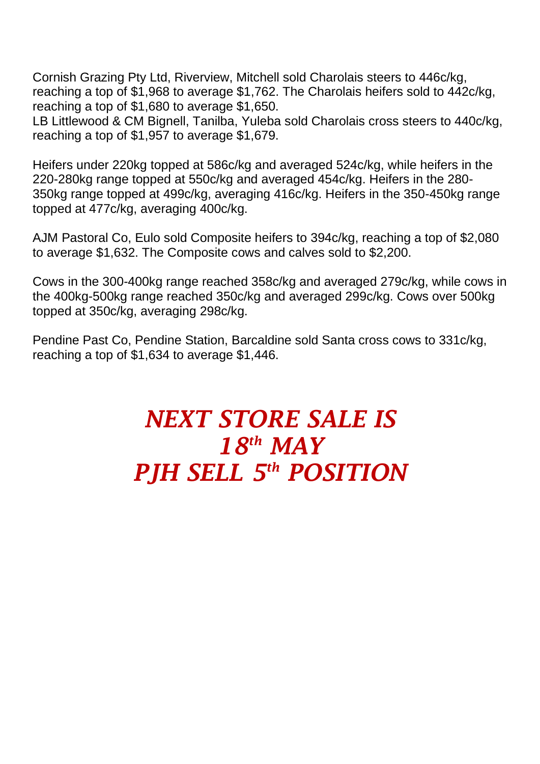Cornish Grazing Pty Ltd, Riverview, Mitchell sold Charolais steers to 446c/kg, reaching a top of $1,968 to average $1,762. The Charolais heifers sold to 442c/kg, reaching a top of $1,680 to average $1,650.
LB Littlewood & CM Bignell, Tanilba, Yuleba sold Charolais cross steers to 440c/kg, reaching a top of $1,957 to average $1,679.

Heifers under 220kg topped at 586c/kg and averaged 524c/kg, while heifers in the 220-280kg range topped at 550c/kg and averaged 454c/kg. Heifers in the 280-350kg range topped at 499c/kg, averaging 416c/kg. Heifers in the 350-450kg range topped at 477c/kg, averaging 400c/kg.

AJM Pastoral Co, Eulo sold Composite heifers to 394c/kg, reaching a top of $2,080 to average $1,632. The Composite cows and calves sold to $2,200.

Cows in the 300-400kg range reached 358c/kg and averaged 279c/kg, while cows in the 400kg-500kg range reached 350c/kg and averaged 299c/kg. Cows over 500kg topped at 350c/kg, averaging 298c/kg.

Pendine Past Co, Pendine Station, Barcaldine sold Santa cross cows to 331c/kg, reaching a top of $1,634 to average $1,446.

***NEXT STORE SALE IS***
***18th MAY***
***PJH SELL 5th POSITION***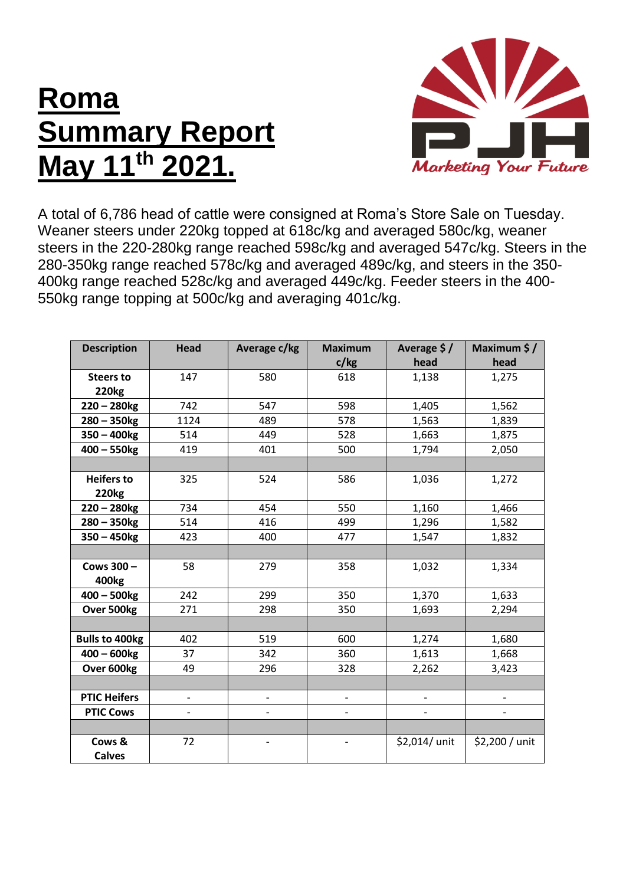# Roma Summary Report May 11th 2021.

Marketing Your Future

A total of 6,786 head of cattle were consigned at Roma's Store Sale on Tuesday. Weaner steers under 220kg topped at 618c/kg and averaged 580c/kg, weaner steers in the 220-280kg range reached 598c/kg and averaged 547c/kg. Steers in the 280-350kg range reached 578c/kg and averaged 489c/kg, and steers in the 350-400kg range reached 528c/kg and averaged 449c/kg. Feeder steers in the 400-550kg range topping at 500c/kg and averaging 401c/kg.

| Description | Head | Average c/kg | Maximum c/kg | Average $ / head | Maximum $ / head |
|---|---|---|---|---|---|
| **Steers to 220kg** | 147 | 580 | 618 | 1,138 | 1,275 |
| **220 – 280kg** | 742 | 547 | 598 | 1,405 | 1,562 |
| **280 – 350kg** | 1124 | 489 | 578 | 1,563 | 1,839 |
| **350 – 400kg** | 514 | 449 | 528 | 1,663 | 1,875 |
| **400 – 550kg** | 419 | 401 | 500 | 1,794 | 2,050 |
| | | | | | |
| **Heifers to 220kg** | 325 | 524 | 586 | 1,036 | 1,272 |
| **220 – 280kg** | 734 | 454 | 550 | 1,160 | 1,466 |
| **280 – 350kg** | 514 | 416 | 499 | 1,296 | 1,582 |
| **350 – 450kg** | 423 | 400 | 477 | 1,547 | 1,832 |
| | | | | | |
| **Cows 300 – 400kg** | 58 | 279 | 358 | 1,032 | 1,334 |
| **400 – 500kg** | 242 | 299 | 350 | 1,370 | 1,633 |
| **Over 500kg** | 271 | 298 | 350 | 1,693 | 2,294 |
| | | | | | |
| **Bulls to 400kg** | 402 | 519 | 600 | 1,274 | 1,680 |
| **400 – 600kg** | 37 | 342 | 360 | 1,613 | 1,668 |
| **Over 600kg** | 49 | 296 | 328 | 2,262 | 3,423 |
| | | | | | |
| **PTIC Heifers** | - | - | - | - | - |
| **PTIC Cows** | - | - | - | - | - |
| | | | | | |
| **Cows & Calves** | 72 | - | - | $2,014/ unit | $2,200 / unit |